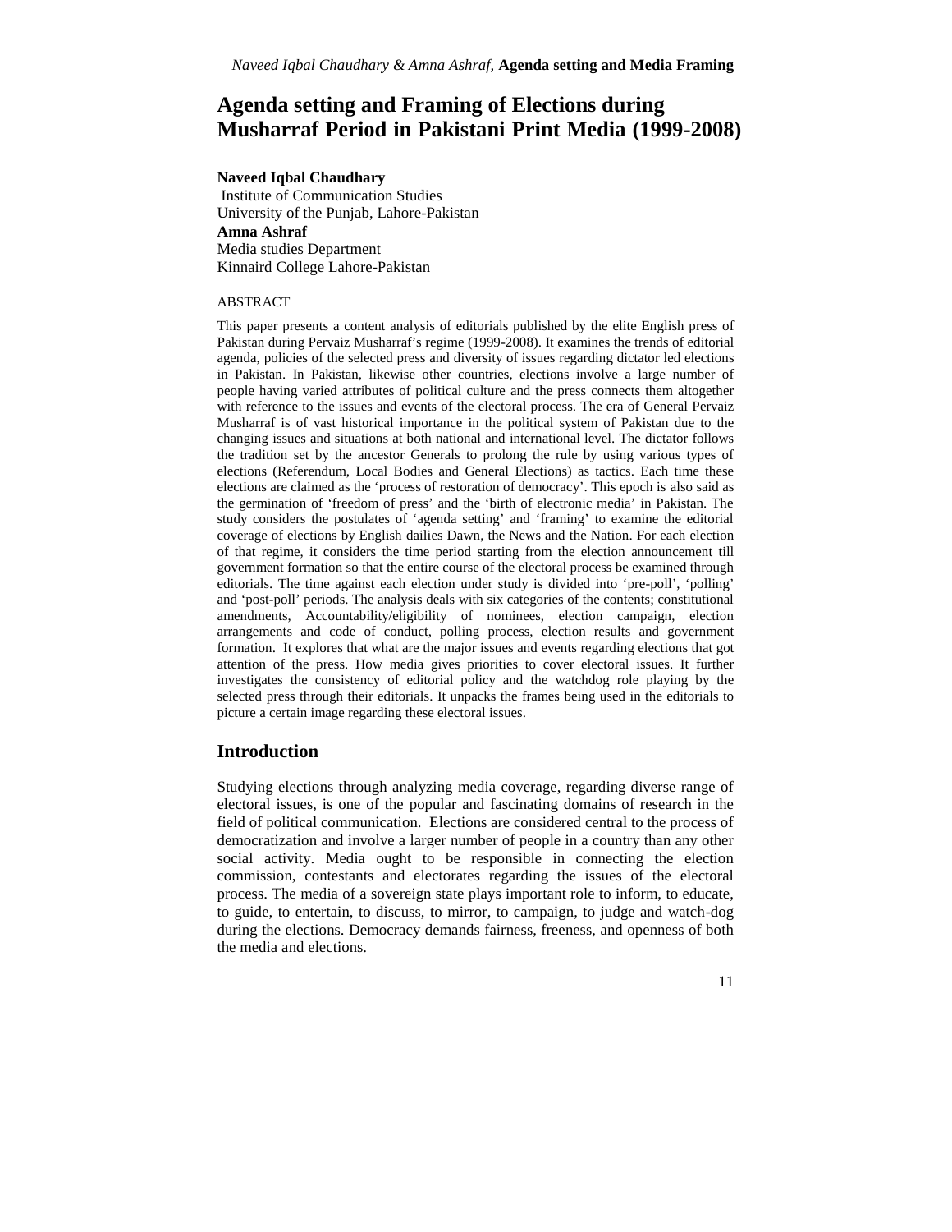# Agenda setting and Framing of Elections during Musharraf Period in Pakistani Print Media (1999-2008)

**Naveed Iqbal Chaudhary**
Institute of Communication Studies
University of the Punjab, Lahore-Pakistan
**Amna Ashraf**
Media studies Department
Kinnaird College Lahore-Pakistan

ABSTRACT

This paper presents a content analysis of editorials published by the elite English press of Pakistan during Pervaiz Musharraf's regime (1999-2008). It examines the trends of editorial agenda, policies of the selected press and diversity of issues regarding dictator led elections in Pakistan. In Pakistan, likewise other countries, elections involve a large number of people having varied attributes of political culture and the press connects them altogether with reference to the issues and events of the electoral process. The era of General Pervaiz Musharraf is of vast historical importance in the political system of Pakistan due to the changing issues and situations at both national and international level. The dictator follows the tradition set by the ancestor Generals to prolong the rule by using various types of elections (Referendum, Local Bodies and General Elections) as tactics. Each time these elections are claimed as the 'process of restoration of democracy'. This epoch is also said as the germination of 'freedom of press' and the 'birth of electronic media' in Pakistan. The study considers the postulates of 'agenda setting' and 'framing' to examine the editorial coverage of elections by English dailies Dawn, the News and the Nation. For each election of that regime, it considers the time period starting from the election announcement till government formation so that the entire course of the electoral process be examined through editorials. The time against each election under study is divided into 'pre-poll', 'polling' and 'post-poll' periods. The analysis deals with six categories of the contents; constitutional amendments, Accountability/eligibility of nominees, election campaign, election arrangements and code of conduct, polling process, election results and government formation. It explores that what are the major issues and events regarding elections that got attention of the press. How media gives priorities to cover electoral issues. It further investigates the consistency of editorial policy and the watchdog role playing by the selected press through their editorials. It unpacks the frames being used in the editorials to picture a certain image regarding these electoral issues.

## Introduction

Studying elections through analyzing media coverage, regarding diverse range of electoral issues, is one of the popular and fascinating domains of research in the field of political communication. Elections are considered central to the process of democratization and involve a larger number of people in a country than any other social activity. Media ought to be responsible in connecting the election commission, contestants and electorates regarding the issues of the electoral process. The media of a sovereign state plays important role to inform, to educate, to guide, to entertain, to discuss, to mirror, to campaign, to judge and watch-dog during the elections. Democracy demands fairness, freeness, and openness of both the media and elections.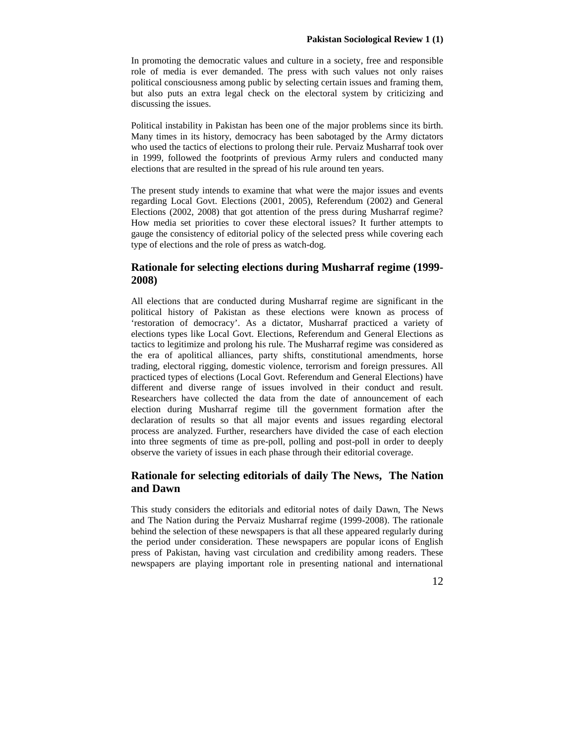In promoting the democratic values and culture in a society, free and responsible role of media is ever demanded. The press with such values not only raises political consciousness among public by selecting certain issues and framing them, but also puts an extra legal check on the electoral system by criticizing and discussing the issues.

Political instability in Pakistan has been one of the major problems since its birth. Many times in its history, democracy has been sabotaged by the Army dictators who used the tactics of elections to prolong their rule. Pervaiz Musharraf took over in 1999, followed the footprints of previous Army rulers and conducted many elections that are resulted in the spread of his rule around ten years.

The present study intends to examine that what were the major issues and events regarding Local Govt. Elections (2001, 2005), Referendum (2002) and General Elections (2002, 2008) that got attention of the press during Musharraf regime? How media set priorities to cover these electoral issues? It further attempts to gauge the consistency of editorial policy of the selected press while covering each type of elections and the role of press as watch-dog.

## Rationale for selecting elections during Musharraf regime (1999-2008)

All elections that are conducted during Musharraf regime are significant in the political history of Pakistan as these elections were known as process of 'restoration of democracy'. As a dictator, Musharraf practiced a variety of elections types like Local Govt. Elections, Referendum and General Elections as tactics to legitimize and prolong his rule. The Musharraf regime was considered as the era of apolitical alliances, party shifts, constitutional amendments, horse trading, electoral rigging, domestic violence, terrorism and foreign pressures. All practiced types of elections (Local Govt. Referendum and General Elections) have different and diverse range of issues involved in their conduct and result. Researchers have collected the data from the date of announcement of each election during Musharraf regime till the government formation after the declaration of results so that all major events and issues regarding electoral process are analyzed. Further, researchers have divided the case of each election into three segments of time as pre-poll, polling and post-poll in order to deeply observe the variety of issues in each phase through their editorial coverage.

## Rationale for selecting editorials of daily The News, The Nation and Dawn

This study considers the editorials and editorial notes of daily Dawn, The News and The Nation during the Pervaiz Musharraf regime (1999-2008). The rationale behind the selection of these newspapers is that all these appeared regularly during the period under consideration. These newspapers are popular icons of English press of Pakistan, having vast circulation and credibility among readers. These newspapers are playing important role in presenting national and international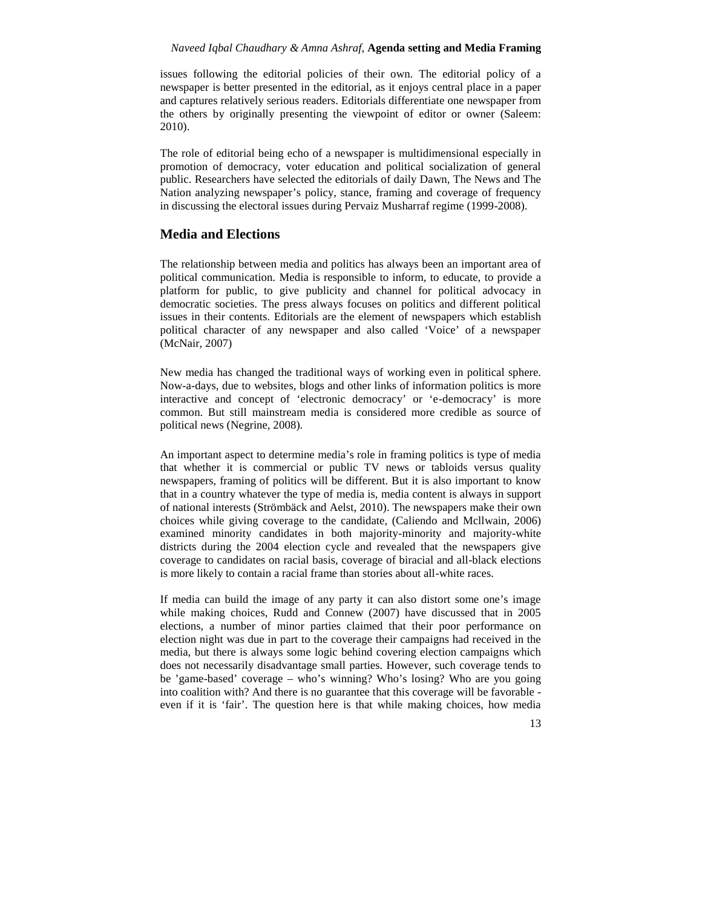issues following the editorial policies of their own. The editorial policy of a newspaper is better presented in the editorial, as it enjoys central place in a paper and captures relatively serious readers. Editorials differentiate one newspaper from the others by originally presenting the viewpoint of editor or owner (Saleem: 2010).

The role of editorial being echo of a newspaper is multidimensional especially in promotion of democracy, voter education and political socialization of general public. Researchers have selected the editorials of daily Dawn, The News and The Nation analyzing newspaper's policy, stance, framing and coverage of frequency in discussing the electoral issues during Pervaiz Musharraf regime (1999-2008).

## Media and Elections

The relationship between media and politics has always been an important area of political communication. Media is responsible to inform, to educate, to provide a platform for public, to give publicity and channel for political advocacy in democratic societies. The press always focuses on politics and different political issues in their contents. Editorials are the element of newspapers which establish political character of any newspaper and also called 'Voice' of a newspaper (McNair, 2007)

New media has changed the traditional ways of working even in political sphere. Now-a-days, due to websites, blogs and other links of information politics is more interactive and concept of 'electronic democracy' or 'e-democracy' is more common. But still mainstream media is considered more credible as source of political news (Negrine, 2008).

An important aspect to determine media's role in framing politics is type of media that whether it is commercial or public TV news or tabloids versus quality newspapers, framing of politics will be different. But it is also important to know that in a country whatever the type of media is, media content is always in support of national interests (Strömbäck and Aelst, 2010). The newspapers make their own choices while giving coverage to the candidate, (Caliendo and Mcllwain, 2006) examined minority candidates in both majority-minority and majority-white districts during the 2004 election cycle and revealed that the newspapers give coverage to candidates on racial basis, coverage of biracial and all-black elections is more likely to contain a racial frame than stories about all-white races.

If media can build the image of any party it can also distort some one's image while making choices, Rudd and Connew (2007) have discussed that in 2005 elections, a number of minor parties claimed that their poor performance on election night was due in part to the coverage their campaigns had received in the media, but there is always some logic behind covering election campaigns which does not necessarily disadvantage small parties. However, such coverage tends to be 'game-based' coverage – who's winning? Who's losing? Who are you going into coalition with? And there is no guarantee that this coverage will be favorable - even if it is 'fair'. The question here is that while making choices, how media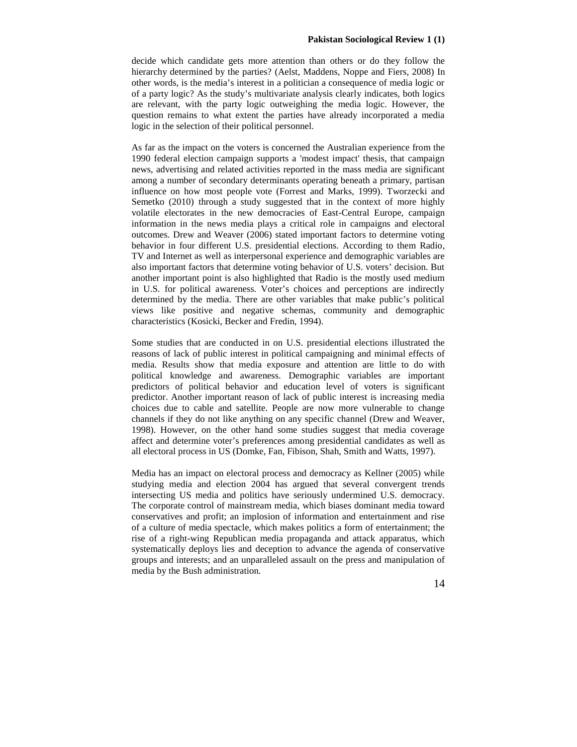decide which candidate gets more attention than others or do they follow the hierarchy determined by the parties? (Aelst, Maddens, Noppe and Fiers, 2008) In other words, is the media's interest in a politician a consequence of media logic or of a party logic? As the study's multivariate analysis clearly indicates, both logics are relevant, with the party logic outweighing the media logic. However, the question remains to what extent the parties have already incorporated a media logic in the selection of their political personnel.

As far as the impact on the voters is concerned the Australian experience from the 1990 federal election campaign supports a 'modest impact' thesis, that campaign news, advertising and related activities reported in the mass media are significant among a number of secondary determinants operating beneath a primary, partisan influence on how most people vote (Forrest and Marks, 1999). Tworzecki and Semetko (2010) through a study suggested that in the context of more highly volatile electorates in the new democracies of East-Central Europe, campaign information in the news media plays a critical role in campaigns and electoral outcomes. Drew and Weaver (2006) stated important factors to determine voting behavior in four different U.S. presidential elections. According to them Radio, TV and Internet as well as interpersonal experience and demographic variables are also important factors that determine voting behavior of U.S. voters' decision. But another important point is also highlighted that Radio is the mostly used medium in U.S. for political awareness. Voter's choices and perceptions are indirectly determined by the media. There are other variables that make public's political views like positive and negative schemas, community and demographic characteristics (Kosicki, Becker and Fredin, 1994).

Some studies that are conducted in on U.S. presidential elections illustrated the reasons of lack of public interest in political campaigning and minimal effects of media. Results show that media exposure and attention are little to do with political knowledge and awareness. Demographic variables are important predictors of political behavior and education level of voters is significant predictor. Another important reason of lack of public interest is increasing media choices due to cable and satellite. People are now more vulnerable to change channels if they do not like anything on any specific channel (Drew and Weaver, 1998). However, on the other hand some studies suggest that media coverage affect and determine voter's preferences among presidential candidates as well as all electoral process in US (Domke, Fan, Fibison, Shah, Smith and Watts, 1997).

Media has an impact on electoral process and democracy as Kellner (2005) while studying media and election 2004 has argued that several convergent trends intersecting US media and politics have seriously undermined U.S. democracy. The corporate control of mainstream media, which biases dominant media toward conservatives and profit; an implosion of information and entertainment and rise of a culture of media spectacle, which makes politics a form of entertainment; the rise of a right-wing Republican media propaganda and attack apparatus, which systematically deploys lies and deception to advance the agenda of conservative groups and interests; and an unparalleled assault on the press and manipulation of media by the Bush administration.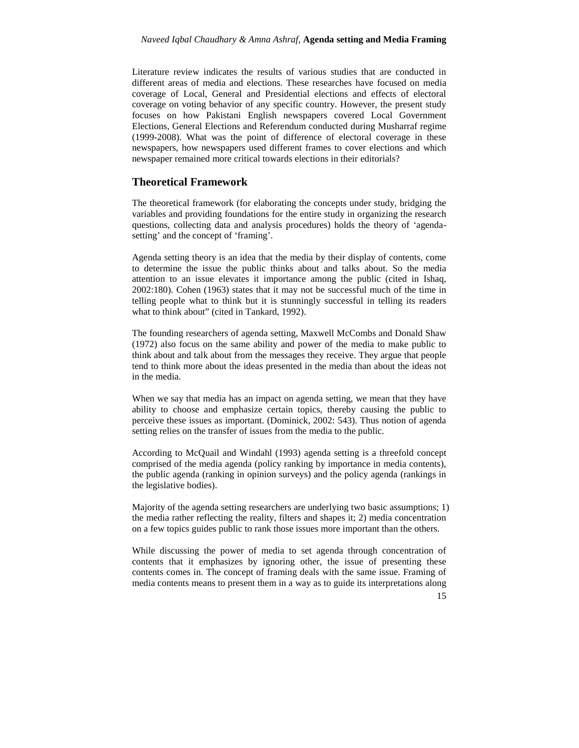Literature review indicates the results of various studies that are conducted in different areas of media and elections. These researches have focused on media coverage of Local, General and Presidential elections and effects of electoral coverage on voting behavior of any specific country. However, the present study focuses on how Pakistani English newspapers covered Local Government Elections, General Elections and Referendum conducted during Musharraf regime (1999-2008). What was the point of difference of electoral coverage in these newspapers, how newspapers used different frames to cover elections and which newspaper remained more critical towards elections in their editorials?

## Theoretical Framework

The theoretical framework (for elaborating the concepts under study, bridging the variables and providing foundations for the entire study in organizing the research questions, collecting data and analysis procedures) holds the theory of 'agenda-setting' and the concept of 'framing'.

Agenda setting theory is an idea that the media by their display of contents, come to determine the issue the public thinks about and talks about. So the media attention to an issue elevates it importance among the public (cited in Ishaq, 2002:180). Cohen (1963) states that it may not be successful much of the time in telling people what to think but it is stunningly successful in telling its readers what to think about" (cited in Tankard, 1992).

The founding researchers of agenda setting, Maxwell McCombs and Donald Shaw (1972) also focus on the same ability and power of the media to make public to think about and talk about from the messages they receive. They argue that people tend to think more about the ideas presented in the media than about the ideas not in the media.

When we say that media has an impact on agenda setting, we mean that they have ability to choose and emphasize certain topics, thereby causing the public to perceive these issues as important. (Dominick, 2002: 543). Thus notion of agenda setting relies on the transfer of issues from the media to the public.

According to McQuail and Windahl (1993) agenda setting is a threefold concept comprised of the media agenda (policy ranking by importance in media contents), the public agenda (ranking in opinion surveys) and the policy agenda (rankings in the legislative bodies).

Majority of the agenda setting researchers are underlying two basic assumptions; 1) the media rather reflecting the reality, filters and shapes it; 2) media concentration on a few topics guides public to rank those issues more important than the others.

While discussing the power of media to set agenda through concentration of contents that it emphasizes by ignoring other, the issue of presenting these contents comes in. The concept of framing deals with the same issue. Framing of media contents means to present them in a way as to guide its interpretations along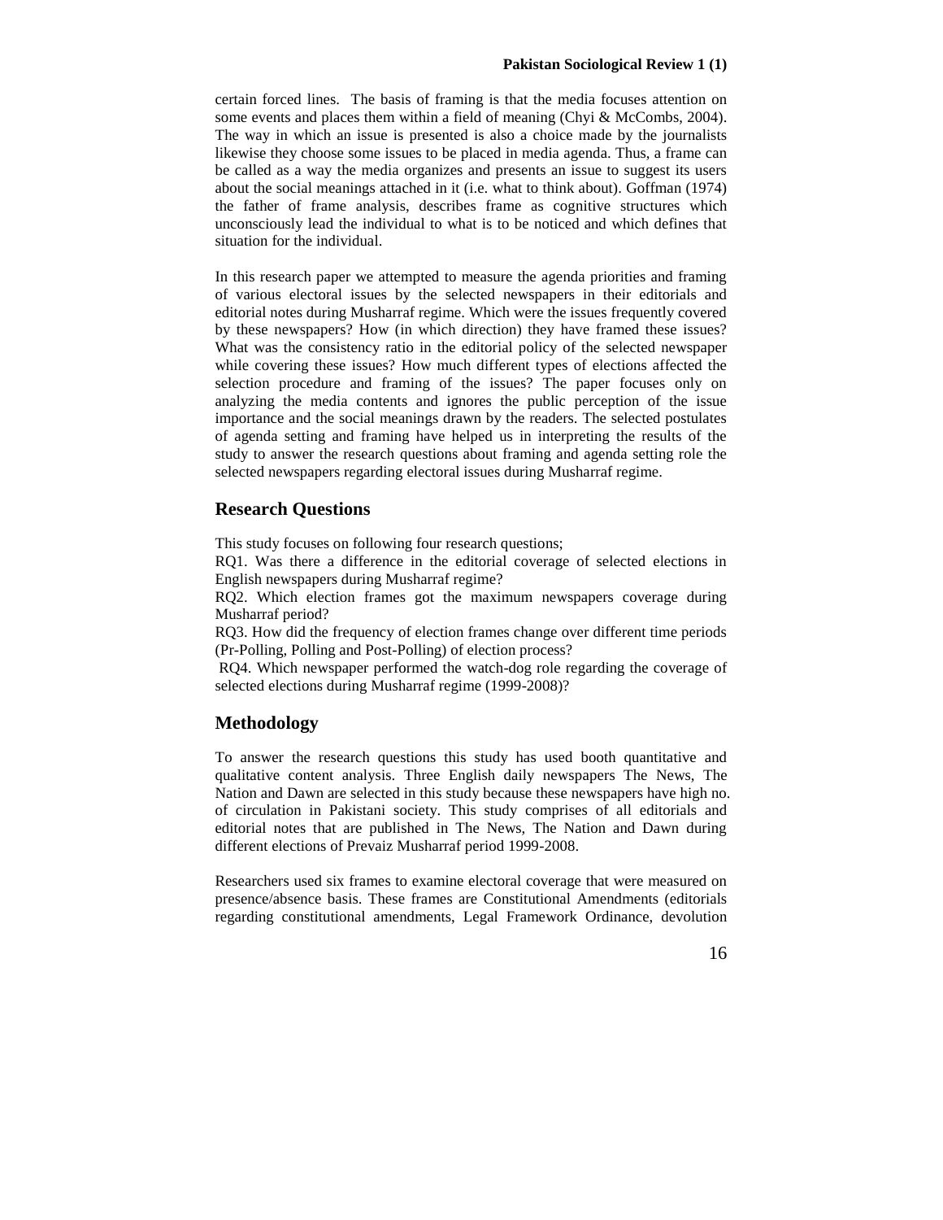certain forced lines. The basis of framing is that the media focuses attention on some events and places them within a field of meaning (Chyi & McCombs, 2004). The way in which an issue is presented is also a choice made by the journalists likewise they choose some issues to be placed in media agenda. Thus, a frame can be called as a way the media organizes and presents an issue to suggest its users about the social meanings attached in it (i.e. what to think about). Goffman (1974) the father of frame analysis, describes frame as cognitive structures which unconsciously lead the individual to what is to be noticed and which defines that situation for the individual.

In this research paper we attempted to measure the agenda priorities and framing of various electoral issues by the selected newspapers in their editorials and editorial notes during Musharraf regime. Which were the issues frequently covered by these newspapers? How (in which direction) they have framed these issues? What was the consistency ratio in the editorial policy of the selected newspaper while covering these issues? How much different types of elections affected the selection procedure and framing of the issues? The paper focuses only on analyzing the media contents and ignores the public perception of the issue importance and the social meanings drawn by the readers. The selected postulates of agenda setting and framing have helped us in interpreting the results of the study to answer the research questions about framing and agenda setting role the selected newspapers regarding electoral issues during Musharraf regime.

## Research Questions

This study focuses on following four research questions;

RQ1. Was there a difference in the editorial coverage of selected elections in English newspapers during Musharraf regime?

RQ2. Which election frames got the maximum newspapers coverage during Musharraf period?

RQ3. How did the frequency of election frames change over different time periods (Pr-Polling, Polling and Post-Polling) of election process?

RQ4. Which newspaper performed the watch-dog role regarding the coverage of selected elections during Musharraf regime (1999-2008)?

## Methodology

To answer the research questions this study has used booth quantitative and qualitative content analysis. Three English daily newspapers The News, The Nation and Dawn are selected in this study because these newspapers have high no. of circulation in Pakistani society. This study comprises of all editorials and editorial notes that are published in The News, The Nation and Dawn during different elections of Prevaiz Musharraf period 1999-2008.

Researchers used six frames to examine electoral coverage that were measured on presence/absence basis. These frames are Constitutional Amendments (editorials regarding constitutional amendments, Legal Framework Ordinance, devolution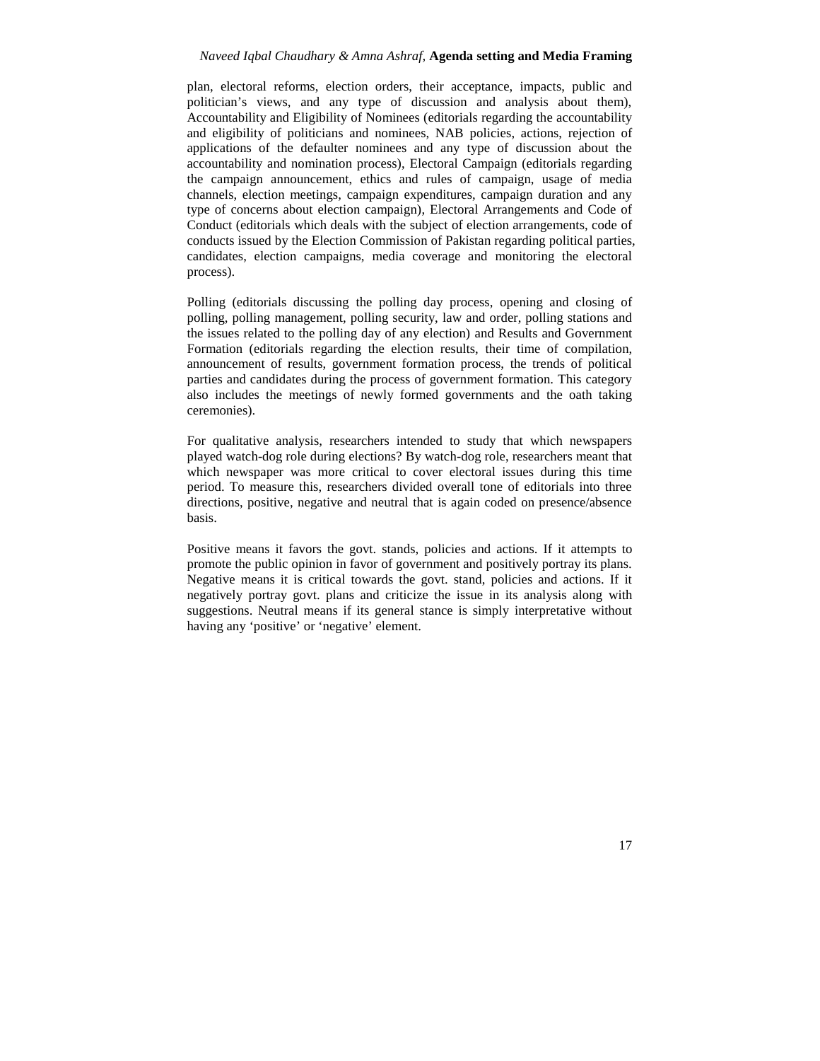plan, electoral reforms, election orders, their acceptance, impacts, public and politician's views, and any type of discussion and analysis about them), Accountability and Eligibility of Nominees (editorials regarding the accountability and eligibility of politicians and nominees, NAB policies, actions, rejection of applications of the defaulter nominees and any type of discussion about the accountability and nomination process), Electoral Campaign (editorials regarding the campaign announcement, ethics and rules of campaign, usage of media channels, election meetings, campaign expenditures, campaign duration and any type of concerns about election campaign), Electoral Arrangements and Code of Conduct (editorials which deals with the subject of election arrangements, code of conducts issued by the Election Commission of Pakistan regarding political parties, candidates, election campaigns, media coverage and monitoring the electoral process).

Polling (editorials discussing the polling day process, opening and closing of polling, polling management, polling security, law and order, polling stations and the issues related to the polling day of any election) and Results and Government Formation (editorials regarding the election results, their time of compilation, announcement of results, government formation process, the trends of political parties and candidates during the process of government formation. This category also includes the meetings of newly formed governments and the oath taking ceremonies).

For qualitative analysis, researchers intended to study that which newspapers played watch-dog role during elections? By watch-dog role, researchers meant that which newspaper was more critical to cover electoral issues during this time period. To measure this, researchers divided overall tone of editorials into three directions, positive, negative and neutral that is again coded on presence/absence basis.

Positive means it favors the govt. stands, policies and actions. If it attempts to promote the public opinion in favor of government and positively portray its plans. Negative means it is critical towards the govt. stand, policies and actions. If it negatively portray govt. plans and criticize the issue in its analysis along with suggestions. Neutral means if its general stance is simply interpretative without having any 'positive' or 'negative' element.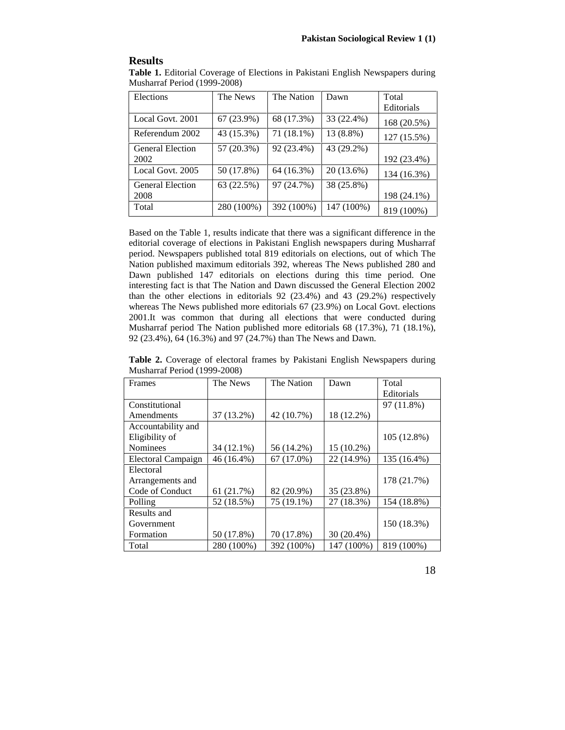## Results

**Table 1.** Editorial Coverage of Elections in Pakistani English Newspapers during Musharraf Period (1999-2008)

| Elections | The News | The Nation | Dawn | Total Editorials |
|---|---|---|---|---|
| Local Govt. 2001 | 67 (23.9%) | 68 (17.3%) | 33 (22.4%) | 168 (20.5%) |
| Referendum 2002 | 43 (15.3%) | 71 (18.1%) | 13 (8.8%) | 127 (15.5%) |
| General Election 2002 | 57 (20.3%) | 92 (23.4%) | 43 (29.2%) | 192 (23.4%) |
| Local Govt. 2005 | 50 (17.8%) | 64 (16.3%) | 20 (13.6%) | 134 (16.3%) |
| General Election 2008 | 63 (22.5%) | 97 (24.7%) | 38 (25.8%) | 198 (24.1%) |
| Total | 280 (100%) | 392 (100%) | 147 (100%) | 819 (100%) |

Based on the Table 1, results indicate that there was a significant difference in the editorial coverage of elections in Pakistani English newspapers during Musharraf period. Newspapers published total 819 editorials on elections, out of which The Nation published maximum editorials 392, whereas The News published 280 and Dawn published 147 editorials on elections during this time period. One interesting fact is that The Nation and Dawn discussed the General Election 2002 than the other elections in editorials 92 (23.4%) and 43 (29.2%) respectively whereas The News published more editorials 67 (23.9%) on Local Govt. elections 2001.It was common that during all elections that were conducted during Musharraf period The Nation published more editorials 68 (17.3%), 71 (18.1%), 92 (23.4%), 64 (16.3%) and 97 (24.7%) than The News and Dawn.

**Table 2.** Coverage of electoral frames by Pakistani English Newspapers during Musharraf Period (1999-2008)

| Frames | The News | The Nation | Dawn | Total Editorials |
|---|---|---|---|---|
| Constitutional Amendments | 37 (13.2%) | 42 (10.7%) | 18 (12.2%) | 97 (11.8%) |
| Accountability and Eligibility of Nominees | 34 (12.1%) | 56 (14.2%) | 15 (10.2%) | 105 (12.8%) |
| Electoral Campaign | 46 (16.4%) | 67 (17.0%) | 22 (14.9%) | 135 (16.4%) |
| Electoral Arrangements and Code of Conduct | 61 (21.7%) | 82 (20.9%) | 35 (23.8%) | 178 (21.7%) |
| Polling | 52 (18.5%) | 75 (19.1%) | 27 (18.3%) | 154 (18.8%) |
| Results and Government Formation | 50 (17.8%) | 70 (17.8%) | 30 (20.4%) | 150 (18.3%) |
| Total | 280 (100%) | 392 (100%) | 147 (100%) | 819 (100%) |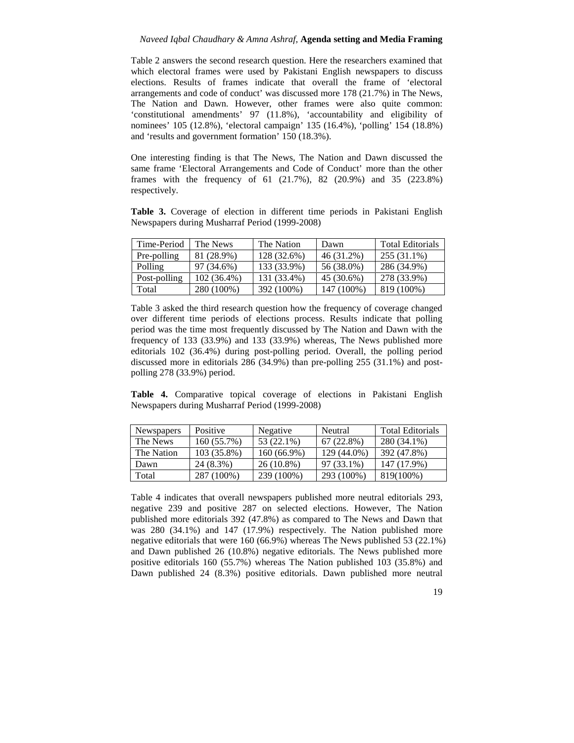Table 2 answers the second research question. Here the researchers examined that which electoral frames were used by Pakistani English newspapers to discuss elections. Results of frames indicate that overall the frame of 'electoral arrangements and code of conduct' was discussed more 178 (21.7%) in The News, The Nation and Dawn. However, other frames were also quite common: 'constitutional amendments' 97 (11.8%), 'accountability and eligibility of nominees' 105 (12.8%), 'electoral campaign' 135 (16.4%), 'polling' 154 (18.8%) and 'results and government formation' 150 (18.3%).

One interesting finding is that The News, The Nation and Dawn discussed the same frame 'Electoral Arrangements and Code of Conduct' more than the other frames with the frequency of 61 (21.7%), 82 (20.9%) and 35 (223.8%) respectively.

**Table 3.** Coverage of election in different time periods in Pakistani English Newspapers during Musharraf Period (1999-2008)

| Time-Period | The News | The Nation | Dawn | Total Editorials |
|---|---|---|---|---|
| Pre-polling | 81 (28.9%) | 128 (32.6%) | 46 (31.2%) | 255 (31.1%) |
| Polling | 97 (34.6%) | 133 (33.9%) | 56 (38.0%) | 286 (34.9%) |
| Post-polling | 102 (36.4%) | 131 (33.4%) | 45 (30.6%) | 278 (33.9%) |
| Total | 280 (100%) | 392 (100%) | 147 (100%) | 819 (100%) |

Table 3 asked the third research question how the frequency of coverage changed over different time periods of elections process. Results indicate that polling period was the time most frequently discussed by The Nation and Dawn with the frequency of 133 (33.9%) and 133 (33.9%) whereas, The News published more editorials 102 (36.4%) during post-polling period. Overall, the polling period discussed more in editorials 286 (34.9%) than pre-polling 255 (31.1%) and post-polling 278 (33.9%) period.

**Table 4.** Comparative topical coverage of elections in Pakistani English Newspapers during Musharraf Period (1999-2008)

| Newspapers | Positive | Negative | Neutral | Total Editorials |
|---|---|---|---|---|
| The News | 160 (55.7%) | 53 (22.1%) | 67 (22.8%) | 280 (34.1%) |
| The Nation | 103 (35.8%) | 160 (66.9%) | 129 (44.0%) | 392 (47.8%) |
| Dawn | 24 (8.3%) | 26 (10.8%) | 97 (33.1%) | 147 (17.9%) |
| Total | 287 (100%) | 239 (100%) | 293 (100%) | 819(100%) |

Table 4 indicates that overall newspapers published more neutral editorials 293, negative 239 and positive 287 on selected elections. However, The Nation published more editorials 392 (47.8%) as compared to The News and Dawn that was 280 (34.1%) and 147 (17.9%) respectively. The Nation published more negative editorials that were 160 (66.9%) whereas The News published 53 (22.1%) and Dawn published 26 (10.8%) negative editorials. The News published more positive editorials 160 (55.7%) whereas The Nation published 103 (35.8%) and Dawn published 24 (8.3%) positive editorials. Dawn published more neutral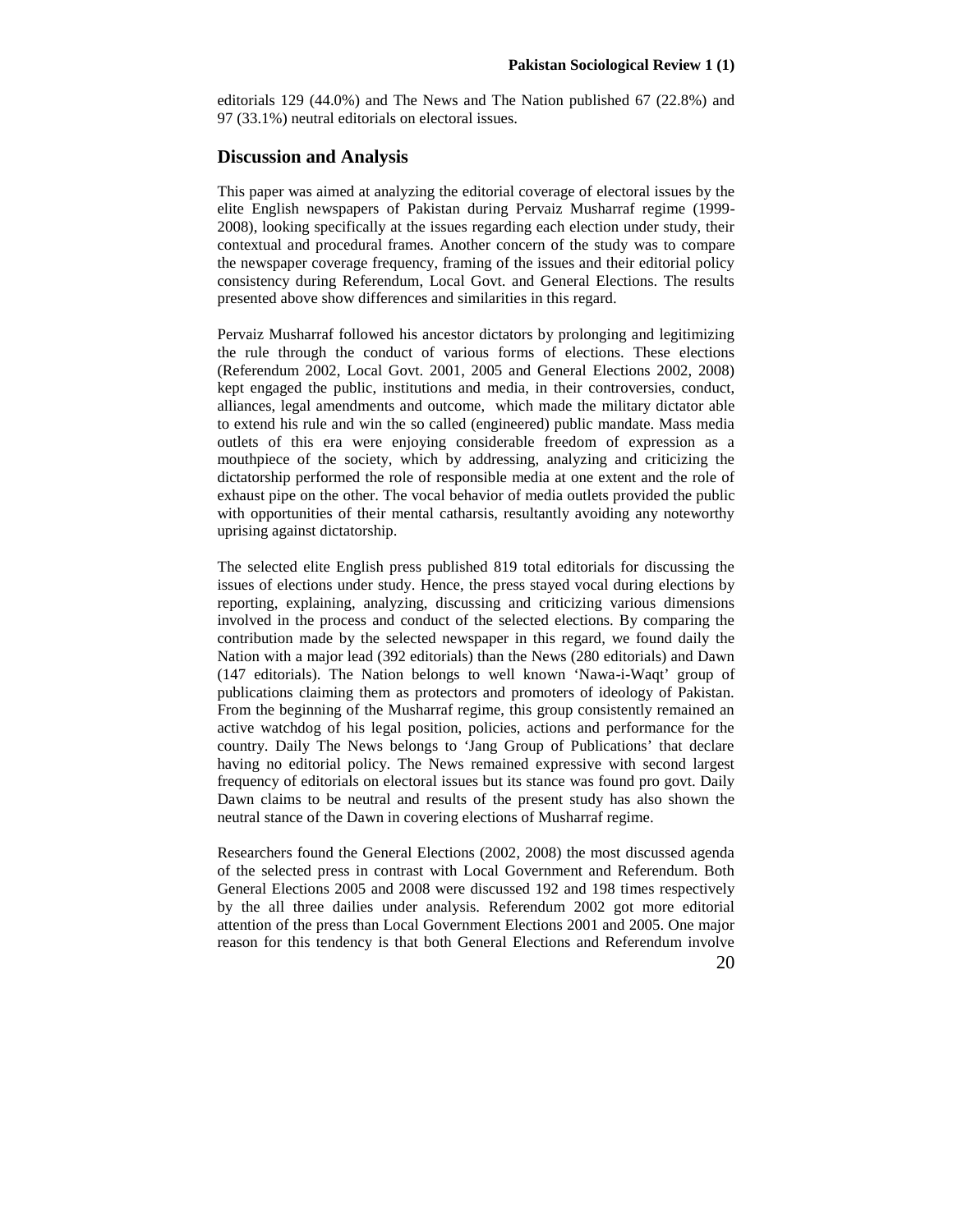editorials 129 (44.0%) and The News and The Nation published 67 (22.8%) and 97 (33.1%) neutral editorials on electoral issues.

## Discussion and Analysis

This paper was aimed at analyzing the editorial coverage of electoral issues by the elite English newspapers of Pakistan during Pervaiz Musharraf regime (1999-2008), looking specifically at the issues regarding each election under study, their contextual and procedural frames. Another concern of the study was to compare the newspaper coverage frequency, framing of the issues and their editorial policy consistency during Referendum, Local Govt. and General Elections. The results presented above show differences and similarities in this regard.

Pervaiz Musharraf followed his ancestor dictators by prolonging and legitimizing the rule through the conduct of various forms of elections. These elections (Referendum 2002, Local Govt. 2001, 2005 and General Elections 2002, 2008) kept engaged the public, institutions and media, in their controversies, conduct, alliances, legal amendments and outcome, which made the military dictator able to extend his rule and win the so called (engineered) public mandate. Mass media outlets of this era were enjoying considerable freedom of expression as a mouthpiece of the society, which by addressing, analyzing and criticizing the dictatorship performed the role of responsible media at one extent and the role of exhaust pipe on the other. The vocal behavior of media outlets provided the public with opportunities of their mental catharsis, resultantly avoiding any noteworthy uprising against dictatorship.

The selected elite English press published 819 total editorials for discussing the issues of elections under study. Hence, the press stayed vocal during elections by reporting, explaining, analyzing, discussing and criticizing various dimensions involved in the process and conduct of the selected elections. By comparing the contribution made by the selected newspaper in this regard, we found daily the Nation with a major lead (392 editorials) than the News (280 editorials) and Dawn (147 editorials). The Nation belongs to well known 'Nawa-i-Waqt' group of publications claiming them as protectors and promoters of ideology of Pakistan. From the beginning of the Musharraf regime, this group consistently remained an active watchdog of his legal position, policies, actions and performance for the country. Daily The News belongs to 'Jang Group of Publications' that declare having no editorial policy. The News remained expressive with second largest frequency of editorials on electoral issues but its stance was found pro govt. Daily Dawn claims to be neutral and results of the present study has also shown the neutral stance of the Dawn in covering elections of Musharraf regime.

Researchers found the General Elections (2002, 2008) the most discussed agenda of the selected press in contrast with Local Government and Referendum. Both General Elections 2005 and 2008 were discussed 192 and 198 times respectively by the all three dailies under analysis. Referendum 2002 got more editorial attention of the press than Local Government Elections 2001 and 2005. One major reason for this tendency is that both General Elections and Referendum involve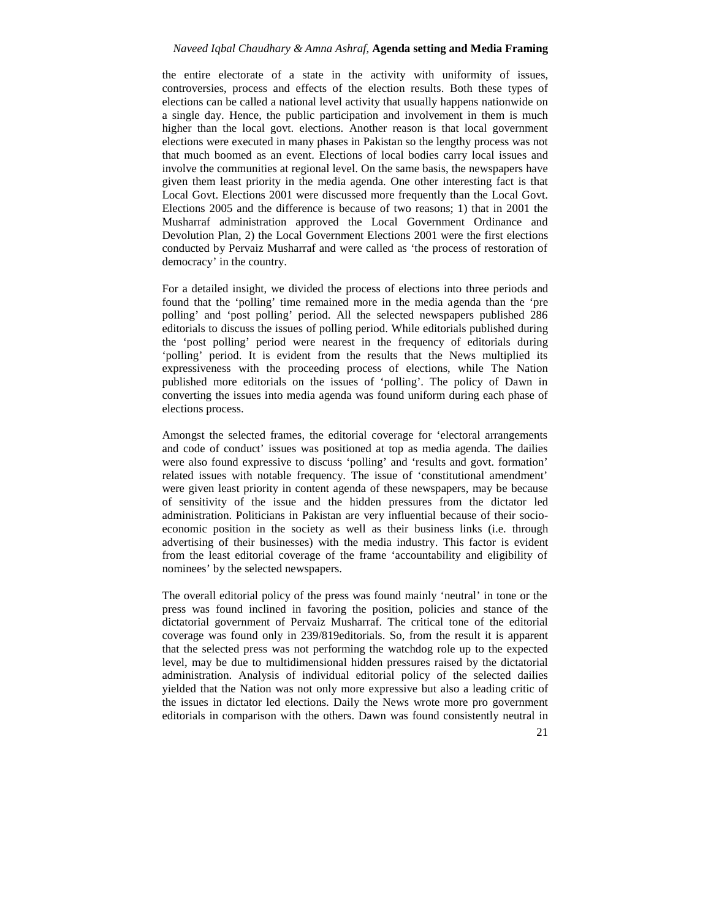the entire electorate of a state in the activity with uniformity of issues, controversies, process and effects of the election results. Both these types of elections can be called a national level activity that usually happens nationwide on a single day. Hence, the public participation and involvement in them is much higher than the local govt. elections. Another reason is that local government elections were executed in many phases in Pakistan so the lengthy process was not that much boomed as an event. Elections of local bodies carry local issues and involve the communities at regional level. On the same basis, the newspapers have given them least priority in the media agenda. One other interesting fact is that Local Govt. Elections 2001 were discussed more frequently than the Local Govt. Elections 2005 and the difference is because of two reasons; 1) that in 2001 the Musharraf administration approved the Local Government Ordinance and Devolution Plan, 2) the Local Government Elections 2001 were the first elections conducted by Pervaiz Musharraf and were called as 'the process of restoration of democracy' in the country.

For a detailed insight, we divided the process of elections into three periods and found that the 'polling' time remained more in the media agenda than the 'pre polling' and 'post polling' period. All the selected newspapers published 286 editorials to discuss the issues of polling period. While editorials published during the 'post polling' period were nearest in the frequency of editorials during 'polling' period. It is evident from the results that the News multiplied its expressiveness with the proceeding process of elections, while The Nation published more editorials on the issues of 'polling'. The policy of Dawn in converting the issues into media agenda was found uniform during each phase of elections process.

Amongst the selected frames, the editorial coverage for 'electoral arrangements and code of conduct' issues was positioned at top as media agenda. The dailies were also found expressive to discuss 'polling' and 'results and govt. formation' related issues with notable frequency. The issue of 'constitutional amendment' were given least priority in content agenda of these newspapers, may be because of sensitivity of the issue and the hidden pressures from the dictator led administration. Politicians in Pakistan are very influential because of their socio-economic position in the society as well as their business links (i.e. through advertising of their businesses) with the media industry. This factor is evident from the least editorial coverage of the frame 'accountability and eligibility of nominees' by the selected newspapers.

The overall editorial policy of the press was found mainly 'neutral' in tone or the press was found inclined in favoring the position, policies and stance of the dictatorial government of Pervaiz Musharraf. The critical tone of the editorial coverage was found only in 239/819editorials. So, from the result it is apparent that the selected press was not performing the watchdog role up to the expected level, may be due to multidimensional hidden pressures raised by the dictatorial administration. Analysis of individual editorial policy of the selected dailies yielded that the Nation was not only more expressive but also a leading critic of the issues in dictator led elections. Daily the News wrote more pro government editorials in comparison with the others. Dawn was found consistently neutral in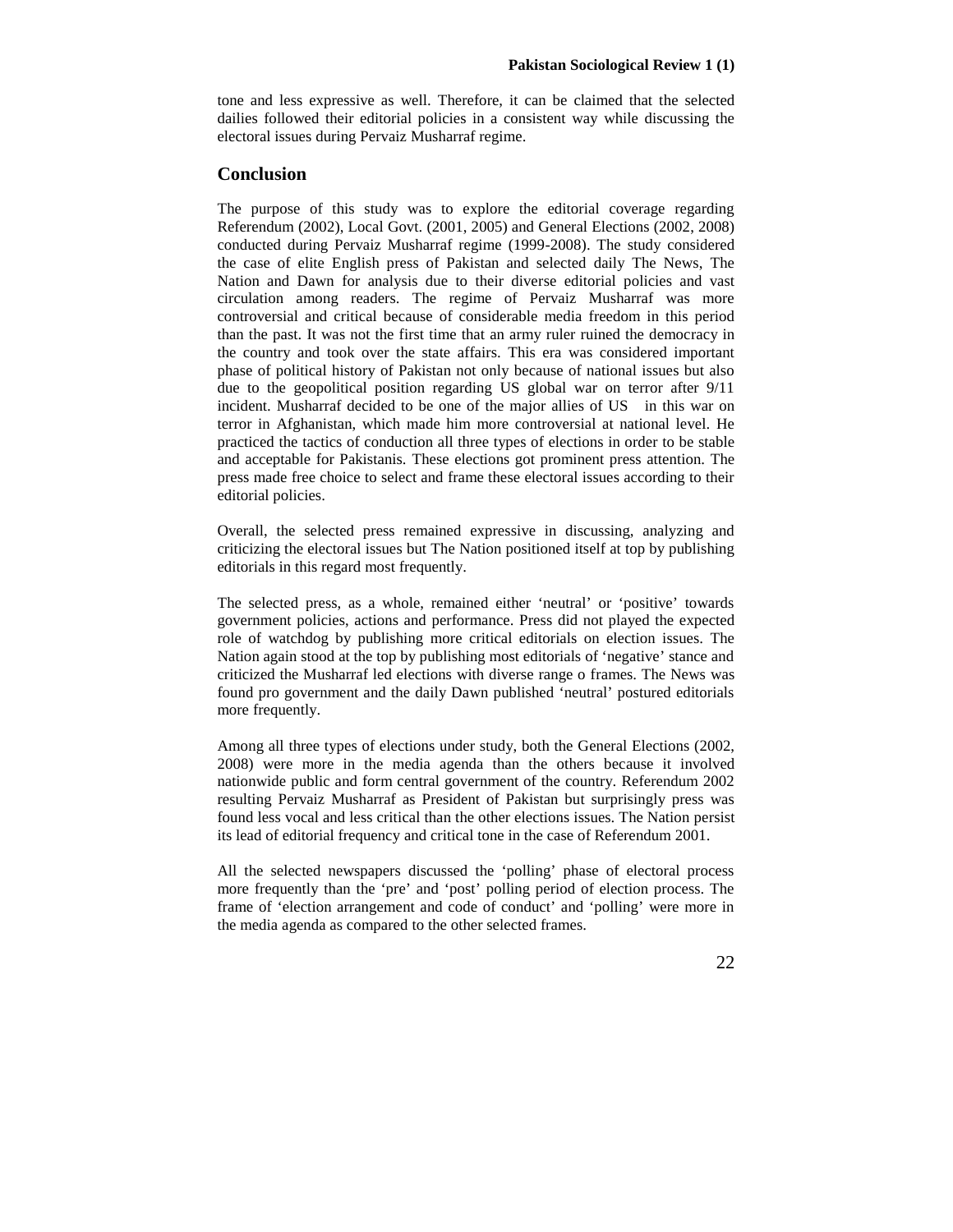tone and less expressive as well. Therefore, it can be claimed that the selected dailies followed their editorial policies in a consistent way while discussing the electoral issues during Pervaiz Musharraf regime.

## Conclusion

The purpose of this study was to explore the editorial coverage regarding Referendum (2002), Local Govt. (2001, 2005) and General Elections (2002, 2008) conducted during Pervaiz Musharraf regime (1999-2008). The study considered the case of elite English press of Pakistan and selected daily The News, The Nation and Dawn for analysis due to their diverse editorial policies and vast circulation among readers. The regime of Pervaiz Musharraf was more controversial and critical because of considerable media freedom in this period than the past. It was not the first time that an army ruler ruined the democracy in the country and took over the state affairs. This era was considered important phase of political history of Pakistan not only because of national issues but also due to the geopolitical position regarding US global war on terror after 9/11 incident. Musharraf decided to be one of the major allies of US in this war on terror in Afghanistan, which made him more controversial at national level. He practiced the tactics of conduction all three types of elections in order to be stable and acceptable for Pakistanis. These elections got prominent press attention. The press made free choice to select and frame these electoral issues according to their editorial policies.

Overall, the selected press remained expressive in discussing, analyzing and criticizing the electoral issues but The Nation positioned itself at top by publishing editorials in this regard most frequently.

The selected press, as a whole, remained either 'neutral' or 'positive' towards government policies, actions and performance. Press did not played the expected role of watchdog by publishing more critical editorials on election issues. The Nation again stood at the top by publishing most editorials of 'negative' stance and criticized the Musharraf led elections with diverse range o frames. The News was found pro government and the daily Dawn published 'neutral' postured editorials more frequently.

Among all three types of elections under study, both the General Elections (2002, 2008) were more in the media agenda than the others because it involved nationwide public and form central government of the country. Referendum 2002 resulting Pervaiz Musharraf as President of Pakistan but surprisingly press was found less vocal and less critical than the other elections issues. The Nation persist its lead of editorial frequency and critical tone in the case of Referendum 2001.

All the selected newspapers discussed the 'polling' phase of electoral process more frequently than the 'pre' and 'post' polling period of election process. The frame of 'election arrangement and code of conduct' and 'polling' were more in the media agenda as compared to the other selected frames.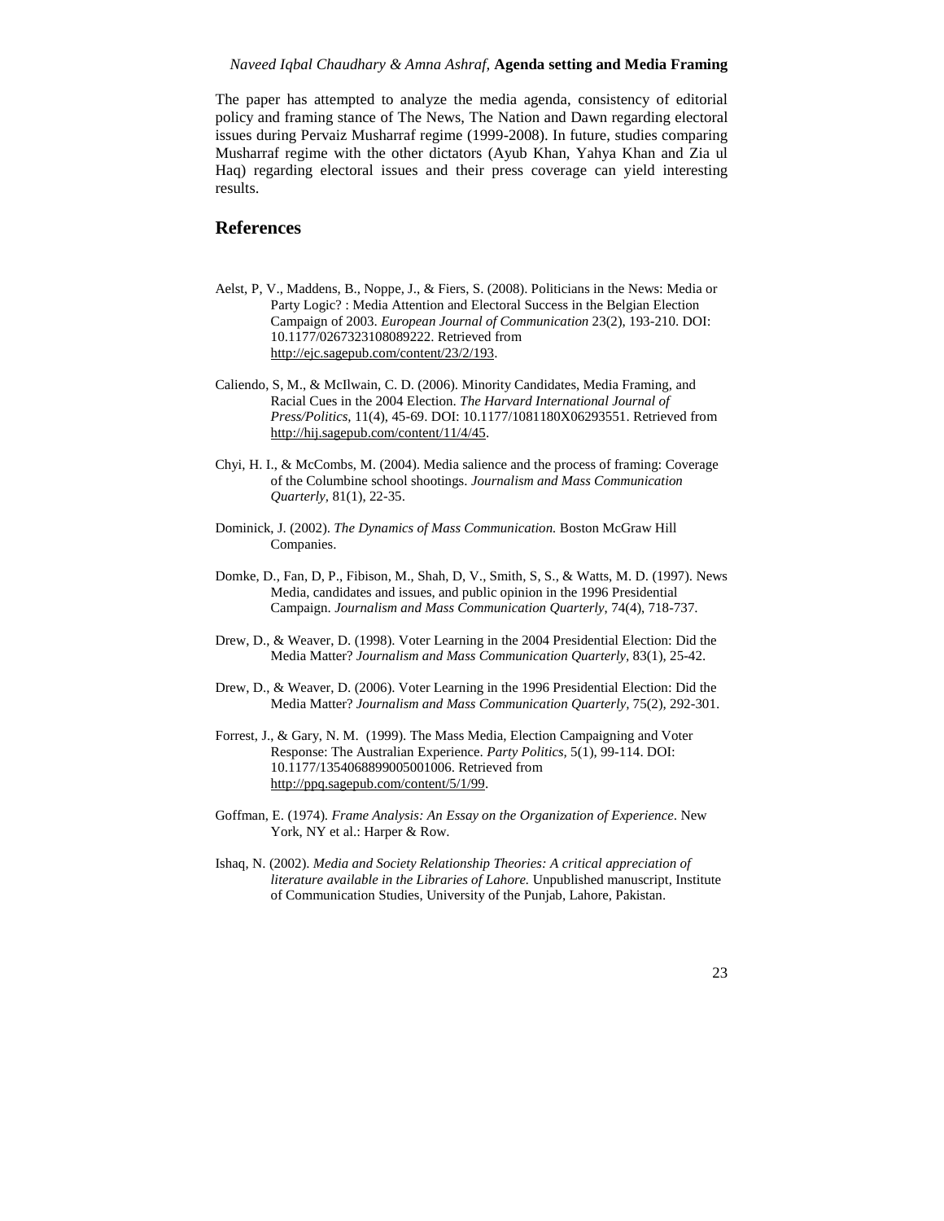The paper has attempted to analyze the media agenda, consistency of editorial policy and framing stance of The News, The Nation and Dawn regarding electoral issues during Pervaiz Musharraf regime (1999-2008). In future, studies comparing Musharraf regime with the other dictators (Ayub Khan, Yahya Khan and Zia ul Haq) regarding electoral issues and their press coverage can yield interesting results.

## References

Aelst, P, V., Maddens, B., Noppe, J., & Fiers, S. (2008). Politicians in the News: Media or Party Logic? : Media Attention and Electoral Success in the Belgian Election Campaign of 2003. *European Journal of Communication* 23(2), 193-210. DOI: 10.1177/0267323108089222. Retrieved from http://ejc.sagepub.com/content/23/2/193.

Caliendo, S, M., & McIlwain, C. D. (2006). Minority Candidates, Media Framing, and Racial Cues in the 2004 Election. *The Harvard International Journal of Press/Politics*, 11(4), 45-69. DOI: 10.1177/1081180X06293551. Retrieved from http://hij.sagepub.com/content/11/4/45.

Chyi, H. I., & McCombs, M. (2004). Media salience and the process of framing: Coverage of the Columbine school shootings. *Journalism and Mass Communication Quarterly*, 81(1), 22-35.

Dominick, J. (2002). *The Dynamics of Mass Communication.* Boston McGraw Hill Companies.

Domke, D., Fan, D, P., Fibison, M., Shah, D, V., Smith, S, S., & Watts, M. D. (1997). News Media, candidates and issues, and public opinion in the 1996 Presidential Campaign. *Journalism and Mass Communication Quarterly*, 74(4), 718-737.

Drew, D., & Weaver, D. (1998). Voter Learning in the 2004 Presidential Election: Did the Media Matter? *Journalism and Mass Communication Quarterly*, 83(1), 25-42.

Drew, D., & Weaver, D. (2006). Voter Learning in the 1996 Presidential Election: Did the Media Matter? *Journalism and Mass Communication Quarterly*, 75(2), 292-301.

Forrest, J., & Gary, N. M. (1999). The Mass Media, Election Campaigning and Voter Response: The Australian Experience. *Party Politics*, 5(1), 99-114. DOI: 10.1177/1354068899005001006. Retrieved from http://ppq.sagepub.com/content/5/1/99.

Goffman, E. (1974). *Frame Analysis: An Essay on the Organization of Experience*. New York, NY et al.: Harper & Row.

Ishaq, N. (2002). *Media and Society Relationship Theories: A critical appreciation of literature available in the Libraries of Lahore.* Unpublished manuscript, Institute of Communication Studies, University of the Punjab, Lahore, Pakistan.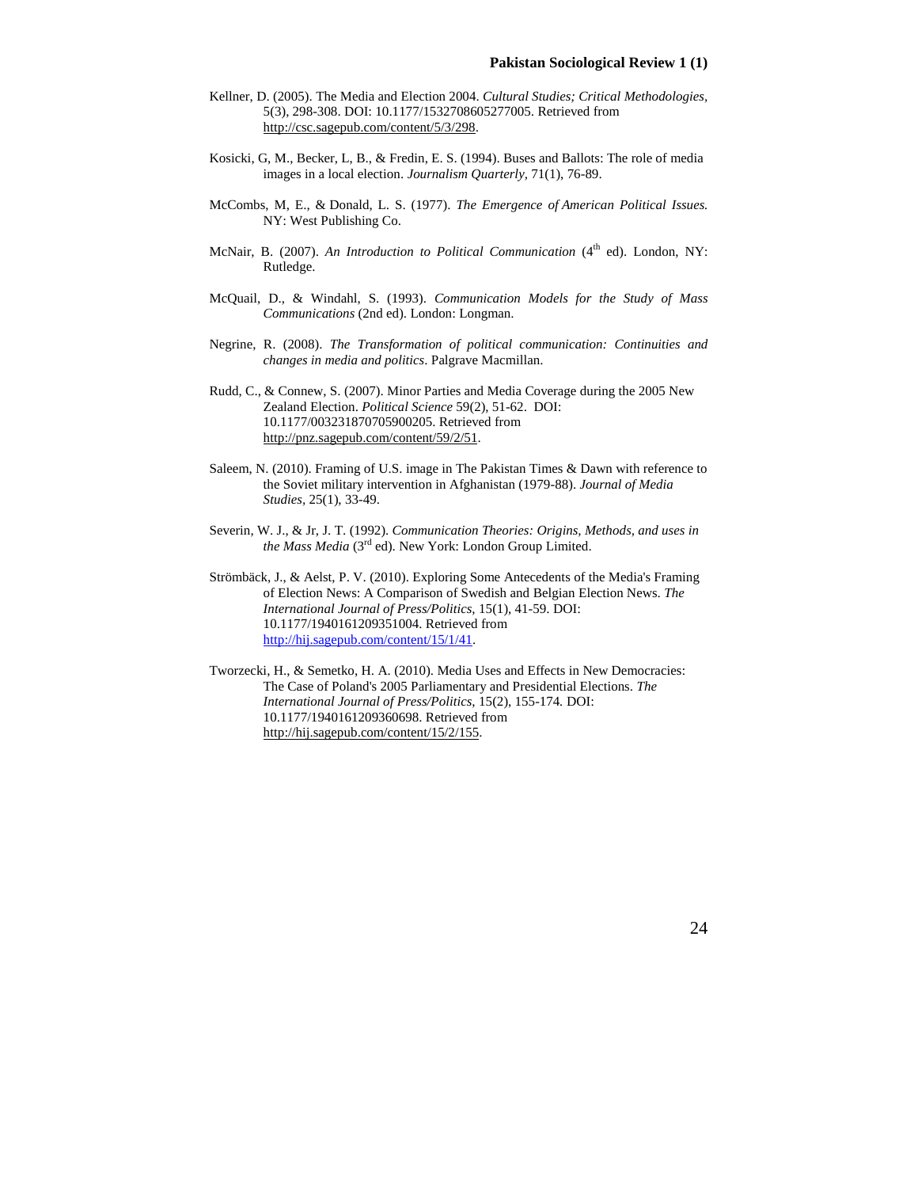Kellner, D. (2005). The Media and Election 2004. *Cultural Studies; Critical Methodologies*, 5(3), 298-308. DOI: 10.1177/1532708605277005. Retrieved from http://csc.sagepub.com/content/5/3/298.

Kosicki, G, M., Becker, L, B., & Fredin, E. S. (1994). Buses and Ballots: The role of media images in a local election. *Journalism Quarterly*, 71(1), 76-89.

McCombs, M, E., & Donald, L. S. (1977). *The Emergence of American Political Issues.* NY: West Publishing Co.

McNair, B. (2007). *An Introduction to Political Communication* (4th ed). London, NY: Rutledge.

McQuail, D., & Windahl, S. (1993). *Communication Models for the Study of Mass Communications* (2nd ed). London: Longman.

Negrine, R. (2008). *The Transformation of political communication: Continuities and changes in media and politics*. Palgrave Macmillan.

Rudd, C., & Connew, S. (2007). Minor Parties and Media Coverage during the 2005 New Zealand Election. *Political Science* 59(2), 51-62. DOI: 10.1177/003231870705900205. Retrieved from http://pnz.sagepub.com/content/59/2/51.

Saleem, N. (2010). Framing of U.S. image in The Pakistan Times & Dawn with reference to the Soviet military intervention in Afghanistan (1979-88). *Journal of Media Studies*, 25(1), 33-49.

Severin, W. J., & Jr, J. T. (1992). *Communication Theories: Origins, Methods, and uses in the Mass Media* (3rd ed). New York: London Group Limited.

Strömbäck, J., & Aelst, P. V. (2010). Exploring Some Antecedents of the Media's Framing of Election News: A Comparison of Swedish and Belgian Election News. *The International Journal of Press/Politics*, 15(1), 41-59. DOI: 10.1177/1940161209351004. Retrieved from http://hij.sagepub.com/content/15/1/41.

Tworzecki, H., & Semetko, H. A. (2010). Media Uses and Effects in New Democracies: The Case of Poland's 2005 Parliamentary and Presidential Elections. *The International Journal of Press/Politics*, 15(2), 155-174. DOI: 10.1177/1940161209360698. Retrieved from http://hij.sagepub.com/content/15/2/155.